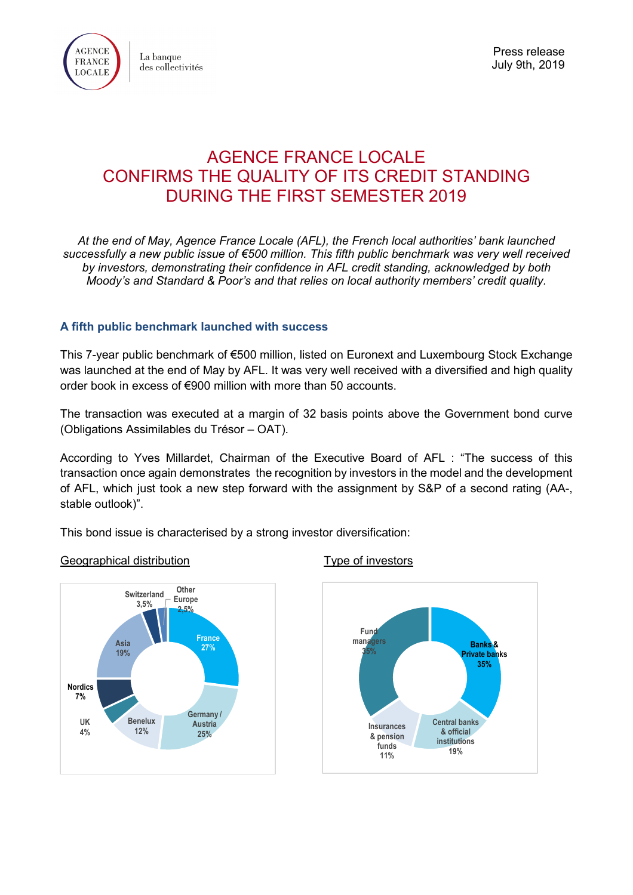Press release
July 9th, 2019

# AGENCE FRANCE LOCALE CONFIRMS THE QUALITY OF ITS CREDIT STANDING DURING THE FIRST SEMESTER 2019

*At the end of May, Agence France Locale (AFL), the French local authorities' bank launched successfully a new public issue of €500 million. This fifth public benchmark was very well received by investors, demonstrating their confidence in AFL credit standing, acknowledged by both Moody's and Standard & Poor's and that relies on local authority members' credit quality.*

## A fifth public benchmark launched with success

This 7-year public benchmark of €500 million, listed on Euronext and Luxembourg Stock Exchange was launched at the end of May by AFL. It was very well received with a diversified and high quality order book in excess of €900 million with more than 50 accounts.

The transaction was executed at a margin of 32 basis points above the Government bond curve (Obligations Assimilables du Trésor – OAT).

According to Yves Millardet, Chairman of the Executive Board of AFL : "The success of this transaction once again demonstrates the recognition by investors in the model and the development of AFL, which just took a new step forward with the assignment by S&P of a second rating (AA-, stable outlook)".

This bond issue is characterised by a strong investor diversification:

Geographical distribution

| Region | Share |
| --- | --- |
| France | 27% |
| Germany / Austria | 25% |
| Benelux | 12% |
| UK | 4% |
| Nordics | 7% |
| Asia | 19% |
| Switzerland | 3,5% |
| Other Europe | 2,5% |

Type of investors

| Type | Share |
| --- | --- |
| Banks & Private banks | 35% |
| Central banks & official institutions | 19% |
| Insurances & pension funds | 11% |
| Fund managers | 35% |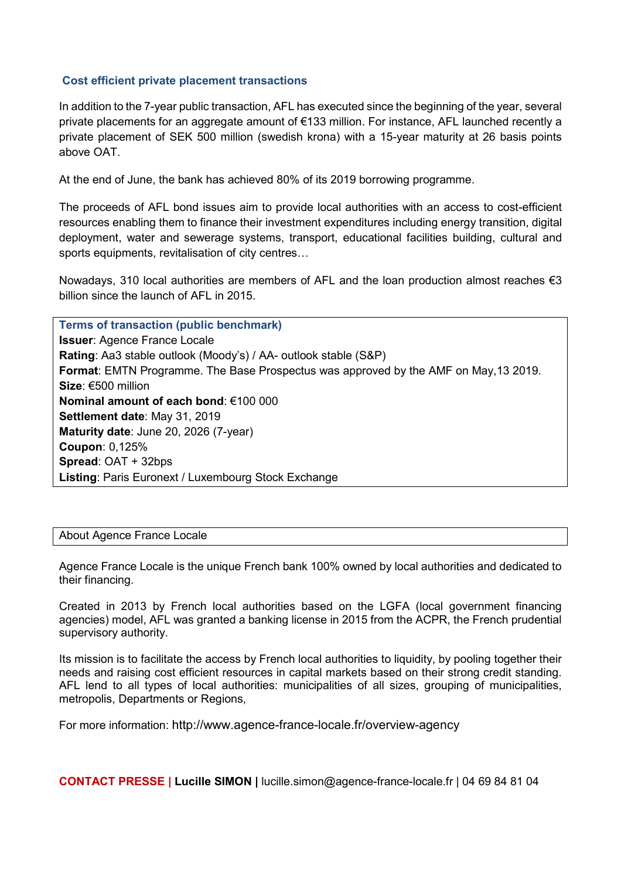### Cost efficient private placement transactions

In addition to the 7-year public transaction, AFL has executed since the beginning of the year, several private placements for an aggregate amount of €133 million. For instance, AFL launched recently a private placement of SEK 500 million (swedish krona) with a 15-year maturity at 26 basis points above OAT.

At the end of June, the bank has achieved 80% of its 2019 borrowing programme.

The proceeds of AFL bond issues aim to provide local authorities with an access to cost-efficient resources enabling them to finance their investment expenditures including energy transition, digital deployment, water and sewerage systems, transport, educational facilities building, cultural and sports equipments, revitalisation of city centres…

Nowadays, 310 local authorities are members of AFL and the loan production almost reaches €3 billion since the launch of AFL in 2015.

**Terms of transaction (public benchmark)**

**Issuer**: Agence France Locale
**Rating**: Aa3 stable outlook (Moody's) / AA- outlook stable (S&P)
**Format**: EMTN Programme. The Base Prospectus was approved by the AMF on May,13 2019.
**Size**: €500 million
**Nominal amount of each bond**: €100 000
**Settlement date**: May 31, 2019
**Maturity date**: June 20, 2026 (7-year)
**Coupon**: 0,125%
**Spread**: OAT + 32bps
**Listing**: Paris Euronext / Luxembourg Stock Exchange

About Agence France Locale

Agence France Locale is the unique French bank 100% owned by local authorities and dedicated to their financing.

Created in 2013 by French local authorities based on the LGFA (local government financing agencies) model, AFL was granted a banking license in 2015 from the ACPR, the French prudential supervisory authority.

Its mission is to facilitate the access by French local authorities to liquidity, by pooling together their needs and raising cost efficient resources in capital markets based on their strong credit standing. AFL lend to all types of local authorities: municipalities of all sizes, grouping of municipalities, metropolis, Departments or Regions,

For more information: http://www.agence-france-locale.fr/overview-agency

**CONTACT PRESSE | Lucille SIMON |** lucille.simon@agence-france-locale.fr | 04 69 84 81 04